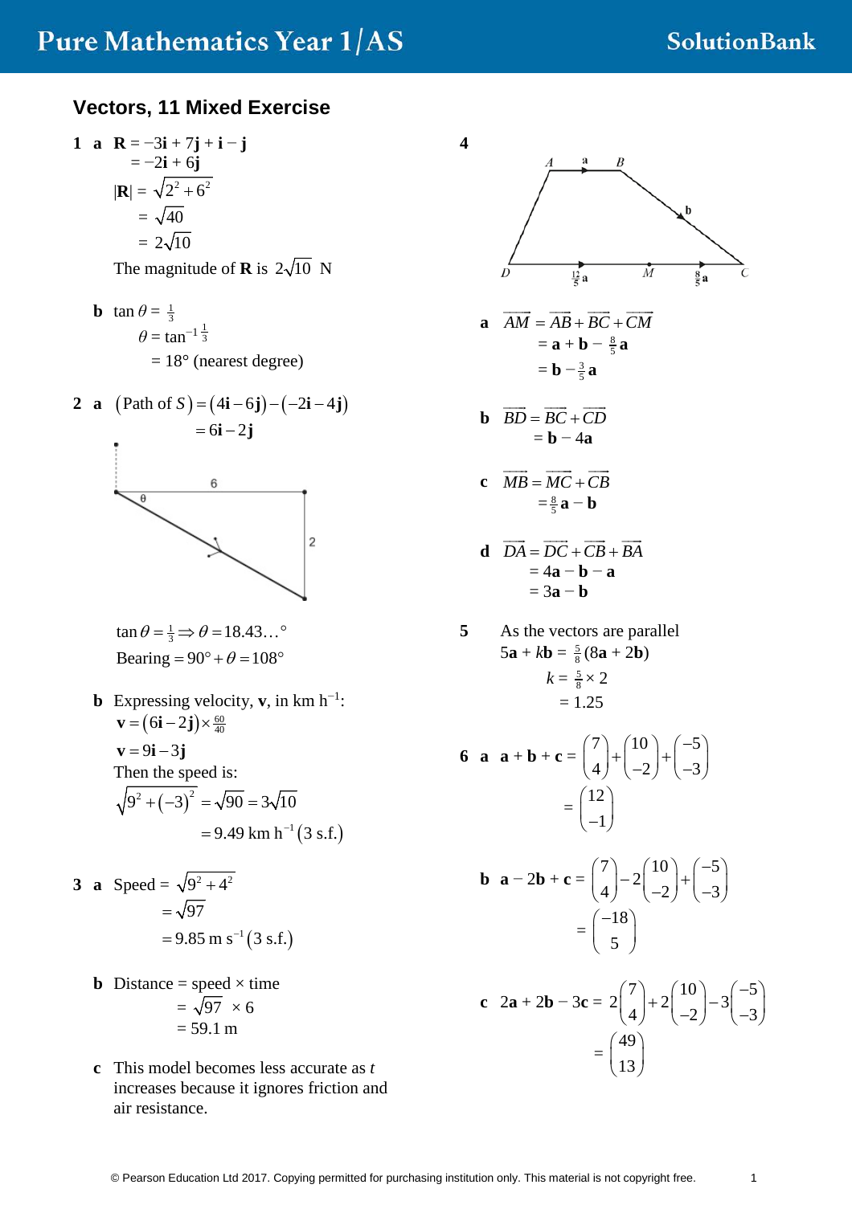## Vectors, 11 Mixed Exercise

**1 a** $\mathbf{R} = -3\mathbf{i} + 7\mathbf{j} + \mathbf{i} - \mathbf{j}$
$= -2\mathbf{i} + 6\mathbf{j}$
$|\mathbf{R}| = \sqrt{2^2 + 6^2}$
$= \sqrt{40}$
$= 2\sqrt{10}$
The magnitude of $\mathbf{R}$ is $2\sqrt{10}$ N

**b** $\tan\theta = \frac{1}{3}$
$\theta = \tan^{-1}\frac{1}{3}$
$= 18°$ (nearest degree)

**2 a** $(\text{Path of } S) = (4\mathbf{i} - 6\mathbf{j}) - (-2\mathbf{i} - 4\mathbf{j})$
$= 6\mathbf{i} - 2\mathbf{j}$

$\tan\theta = \frac{1}{3} \Rightarrow \theta = 18.43\ldots°$
Bearing $= 90° + \theta = 108°$

**b** Expressing velocity, $\mathbf{v}$, in km h$^{-1}$:
$\mathbf{v} = (6\mathbf{i} - 2\mathbf{j}) \times \frac{60}{40}$
$\mathbf{v} = 9\mathbf{i} - 3\mathbf{j}$
Then the speed is:
$\sqrt{9^2 + (-3)^2} = \sqrt{90} = 3\sqrt{10}$
$= 9.49 \text{ km h}^{-1}$ (3 s.f.)

**3 a** Speed $= \sqrt{9^2 + 4^2}$
$= \sqrt{97}$
$= 9.85 \text{ m s}^{-1}$ (3 s.f.)

**b** Distance = speed × time
$= \sqrt{97} \times 6$
$= 59.1$ m

**c** This model becomes less accurate as $t$ increases because it ignores friction and air resistance.

**4**

**a** $\overrightarrow{AM} = \overrightarrow{AB} + \overrightarrow{BC} + \overrightarrow{CM}$
$= \mathbf{a} + \mathbf{b} - \frac{8}{5}\mathbf{a}$
$= \mathbf{b} - \frac{3}{5}\mathbf{a}$

**b** $\overrightarrow{BD} = \overrightarrow{BC} + \overrightarrow{CD}$
$= \mathbf{b} - 4\mathbf{a}$

**c** $\overrightarrow{MB} = \overrightarrow{MC} + \overrightarrow{CB}$
$= \frac{8}{5}\mathbf{a} - \mathbf{b}$

**d** $\overrightarrow{DA} = \overrightarrow{DC} + \overrightarrow{CB} + \overrightarrow{BA}$
$= 4\mathbf{a} - \mathbf{b} - \mathbf{a}$
$= 3\mathbf{a} - \mathbf{b}$

**5** As the vectors are parallel
$5\mathbf{a} + k\mathbf{b} = \frac{5}{8}(8\mathbf{a} + 2\mathbf{b})$
$k = \frac{5}{8} \times 2$
$= 1.25$

**6 a** $\mathbf{a} + \mathbf{b} + \mathbf{c} = \begin{pmatrix} 7 \\ 4 \end{pmatrix} + \begin{pmatrix} 10 \\ -2 \end{pmatrix} + \begin{pmatrix} -5 \\ -3 \end{pmatrix}$
$= \begin{pmatrix} 12 \\ -1 \end{pmatrix}$

**b** $\mathbf{a} - 2\mathbf{b} + \mathbf{c} = \begin{pmatrix} 7 \\ 4 \end{pmatrix} - 2\begin{pmatrix} 10 \\ -2 \end{pmatrix} + \begin{pmatrix} -5 \\ -3 \end{pmatrix}$
$= \begin{pmatrix} -18 \\ 5 \end{pmatrix}$

**c** $2\mathbf{a} + 2\mathbf{b} - 3\mathbf{c} = 2\begin{pmatrix} 7 \\ 4 \end{pmatrix} + 2\begin{pmatrix} 10 \\ -2 \end{pmatrix} - 3\begin{pmatrix} -5 \\ -3 \end{pmatrix}$
$= \begin{pmatrix} 49 \\ 13 \end{pmatrix}$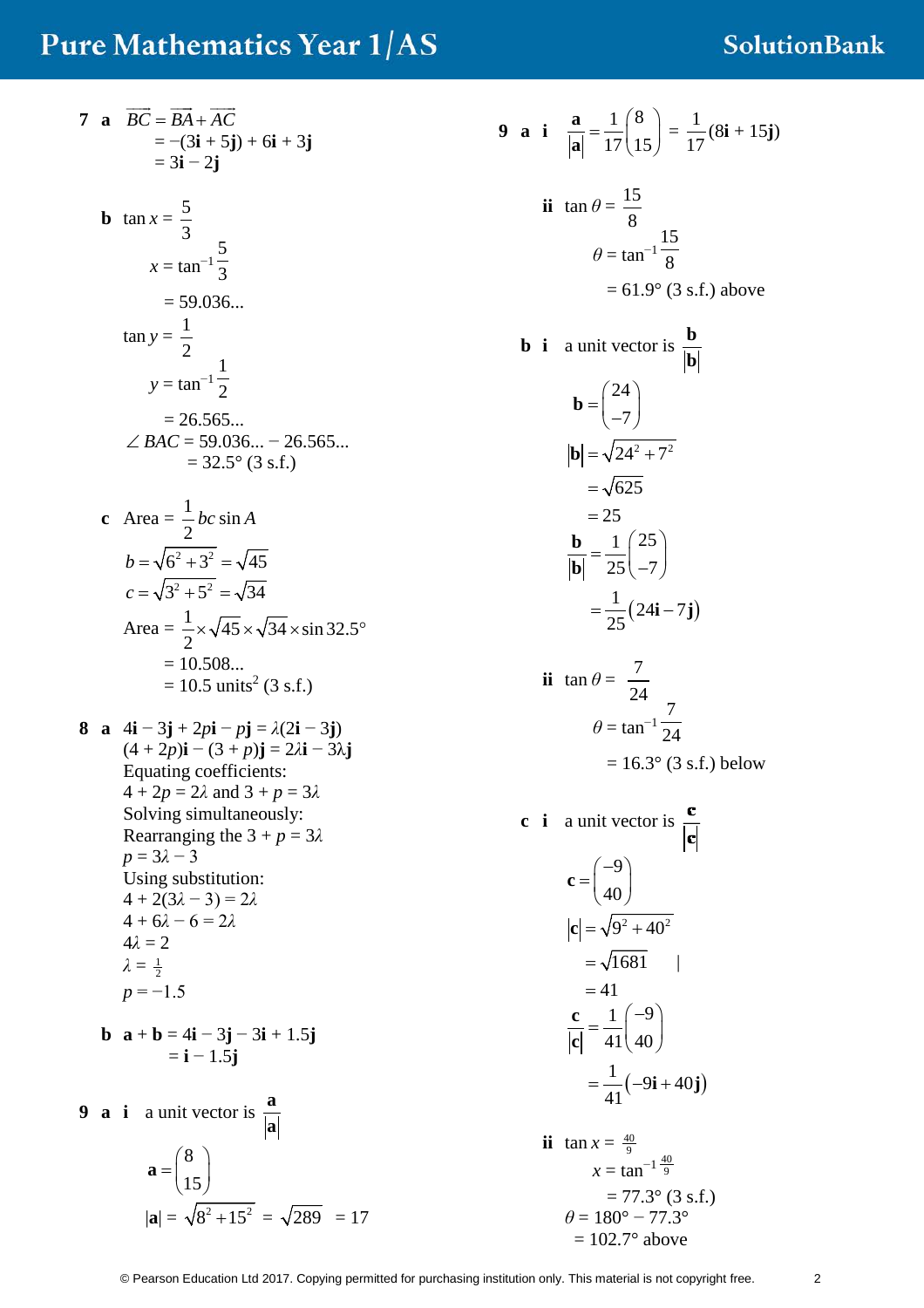**7 a** $\overrightarrow{BC} = \overrightarrow{BA} + \overrightarrow{AC}$
$= -(3\mathbf{i} + 5\mathbf{j}) + 6\mathbf{i} + 3\mathbf{j}$
$= 3\mathbf{i} - 2\mathbf{j}$

**b** $\tan x = \frac{5}{3}$

$x = \tan^{-1}\frac{5}{3}$

$= 59.036...$

$\tan y = \frac{1}{2}$

$y = \tan^{-1}\frac{1}{2}$

$= 26.565...$

$\angle BAC = 59.036... - 26.565...$
$= 32.5°$ (3 s.f.)

**c** Area $= \frac{1}{2}bc\sin A$

$b = \sqrt{6^2 + 3^2} = \sqrt{45}$

$c = \sqrt{3^2 + 5^2} = \sqrt{34}$

Area $= \frac{1}{2} \times \sqrt{45} \times \sqrt{34} \times \sin 32.5°$
$= 10.508...$
$= 10.5$ units$^2$ (3 s.f.)

**8 a** $4\mathbf{i} - 3\mathbf{j} + 2p\mathbf{i} - p\mathbf{j} = \lambda(2\mathbf{i} - 3\mathbf{j})$
$(4 + 2p)\mathbf{i} - (3 + p)\mathbf{j} = 2\lambda\mathbf{i} - 3\lambda\mathbf{j}$
Equating coefficients:
$4 + 2p = 2\lambda$ and $3 + p = 3\lambda$
Solving simultaneously:
Rearranging the $3 + p = 3\lambda$
$p = 3\lambda - 3$
Using substitution:
$4 + 2(3\lambda - 3) = 2\lambda$
$4 + 6\lambda - 6 = 2\lambda$
$4\lambda = 2$
$\lambda = \frac{1}{2}$
$p = -1.5$

**b** $\mathbf{a} + \mathbf{b} = 4\mathbf{i} - 3\mathbf{j} - 3\mathbf{i} + 1.5\mathbf{j}$
$= \mathbf{i} - 1.5\mathbf{j}$

**9 a i** a unit vector is $\frac{\mathbf{a}}{|\mathbf{a}|}$

$\mathbf{a} = \begin{pmatrix} 8 \\ 15 \end{pmatrix}$

$|\mathbf{a}| = \sqrt{8^2 + 15^2} = \sqrt{289} = 17$

$\frac{\mathbf{a}}{|\mathbf{a}|} = \frac{1}{17}\begin{pmatrix} 8 \\ 15 \end{pmatrix} = \frac{1}{17}(8\mathbf{i} + 15\mathbf{j})$

**ii** $\tan\theta = \frac{15}{8}$

$\theta = \tan^{-1}\frac{15}{8}$

$= 61.9°$ (3 s.f.) above

**b i** a unit vector is $\frac{\mathbf{b}}{|\mathbf{b}|}$

$\mathbf{b} = \begin{pmatrix} 24 \\ -7 \end{pmatrix}$

$|\mathbf{b}| = \sqrt{24^2 + 7^2}$
$= \sqrt{625}$
$= 25$

$\frac{\mathbf{b}}{|\mathbf{b}|} = \frac{1}{25}\begin{pmatrix} 25 \\ -7 \end{pmatrix}$
$= \frac{1}{25}(24\mathbf{i} - 7\mathbf{j})$

**ii** $\tan\theta = \frac{7}{24}$

$\theta = \tan^{-1}\frac{7}{24}$

$= 16.3°$ (3 s.f.) below

**c i** a unit vector is $\frac{\mathbf{c}}{|\mathbf{c}|}$

$\mathbf{c} = \begin{pmatrix} -9 \\ 40 \end{pmatrix}$

$|\mathbf{c}| = \sqrt{9^2 + 40^2}$
$= \sqrt{1681}$
$= 41$

$\frac{\mathbf{c}}{|\mathbf{c}|} = \frac{1}{41}\begin{pmatrix} -9 \\ 40 \end{pmatrix}$
$= \frac{1}{41}(-9\mathbf{i} + 40\mathbf{j})$

**ii** $\tan x = \frac{40}{9}$

$x = \tan^{-1}\frac{40}{9}$

$= 77.3°$ (3 s.f.)

$\theta = 180° - 77.3°$
$= 102.7°$ above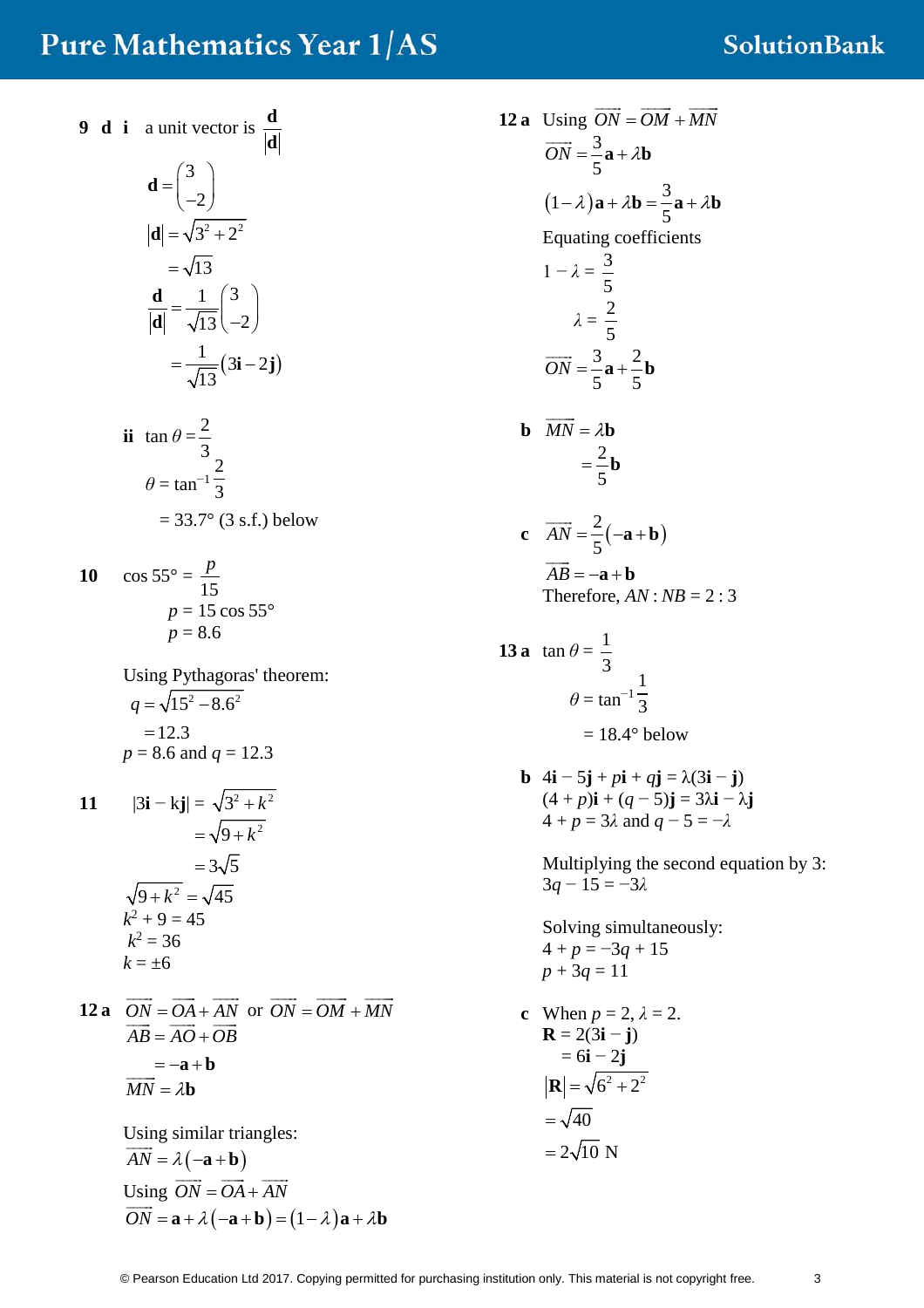**9 d i** a unit vector is $\frac{\mathbf{d}}{|\mathbf{d}|}$

$$\mathbf{d} = \begin{pmatrix} 3 \\ -2 \end{pmatrix}$$

$$|\mathbf{d}| = \sqrt{3^2 + 2^2}$$

$$= \sqrt{13}$$

$$\frac{\mathbf{d}}{|\mathbf{d}|} = \frac{1}{\sqrt{13}}\begin{pmatrix} 3 \\ -2 \end{pmatrix}$$

$$= \frac{1}{\sqrt{13}}(3\mathbf{i} - 2\mathbf{j})$$

**ii** $\tan\theta = \frac{2}{3}$

$\theta = \tan^{-1}\frac{2}{3}$

$= 33.7°$ (3 s.f.) below

**10** $\cos 55° = \frac{p}{15}$

$p = 15\cos 55°$

$p = 8.6$

Using Pythagoras' theorem:

$q = \sqrt{15^2 - 8.6^2}$

$= 12.3$

$p = 8.6$ and $q = 12.3$

**11** $|3\mathbf{i} - k\mathbf{j}| = \sqrt{3^2 + k^2}$

$= \sqrt{9 + k^2}$

$= 3\sqrt{5}$

$\sqrt{9 + k^2} = \sqrt{45}$

$k^2 + 9 = 45$

$k^2 = 36$

$k = \pm 6$

**12 a** $\overrightarrow{ON} = \overrightarrow{OA} + \overrightarrow{AN}$ or $\overrightarrow{ON} = \overrightarrow{OM} + \overrightarrow{MN}$

$\overrightarrow{AB} = \overrightarrow{AO} + \overrightarrow{OB}$

$= -\mathbf{a} + \mathbf{b}$

$\overrightarrow{MN} = \lambda\mathbf{b}$

Using similar triangles:

$\overrightarrow{AN} = \lambda(-\mathbf{a} + \mathbf{b})$

Using $\overrightarrow{ON} = \overrightarrow{OA} + \overrightarrow{AN}$

$\overrightarrow{ON} = \mathbf{a} + \lambda(-\mathbf{a} + \mathbf{b}) = (1 - \lambda)\mathbf{a} + \lambda\mathbf{b}$

**12 a** Using $\overrightarrow{ON} = \overrightarrow{OM} + \overrightarrow{MN}$

$\overrightarrow{ON} = \frac{3}{5}\mathbf{a} + \lambda\mathbf{b}$

$(1 - \lambda)\mathbf{a} + \lambda\mathbf{b} = \frac{3}{5}\mathbf{a} + \lambda\mathbf{b}$

Equating coefficients

$1 - \lambda = \frac{3}{5}$

$\lambda = \frac{2}{5}$

$\overrightarrow{ON} = \frac{3}{5}\mathbf{a} + \frac{2}{5}\mathbf{b}$

**b** $\overrightarrow{MN} = \lambda\mathbf{b}$

$= \frac{2}{5}\mathbf{b}$

**c** $\overrightarrow{AN} = \frac{2}{5}(-\mathbf{a} + \mathbf{b})$

$\overrightarrow{AB} = -\mathbf{a} + \mathbf{b}$

Therefore, $AN : NB = 2 : 3$

**13 a** $\tan\theta = \frac{1}{3}$

$\theta = \tan^{-1}\frac{1}{3}$

$= 18.4°$ below

**b** $4\mathbf{i} - 5\mathbf{j} + p\mathbf{i} + q\mathbf{j} = \lambda(3\mathbf{i} - \mathbf{j})$

$(4 + p)\mathbf{i} + (q - 5)\mathbf{j} = 3\lambda\mathbf{i} - \lambda\mathbf{j}$

$4 + p = 3\lambda$ and $q - 5 = -\lambda$

Multiplying the second equation by 3:

$3q - 15 = -3\lambda$

Solving simultaneously:

$4 + p = -3q + 15$

$p + 3q = 11$

**c** When $p = 2$, $\lambda = 2$.

$\mathbf{R} = 2(3\mathbf{i} - \mathbf{j})$

$= 6\mathbf{i} - 2\mathbf{j}$

$|\mathbf{R}| = \sqrt{6^2 + 2^2}$

$= \sqrt{40}$

$= 2\sqrt{10}$ N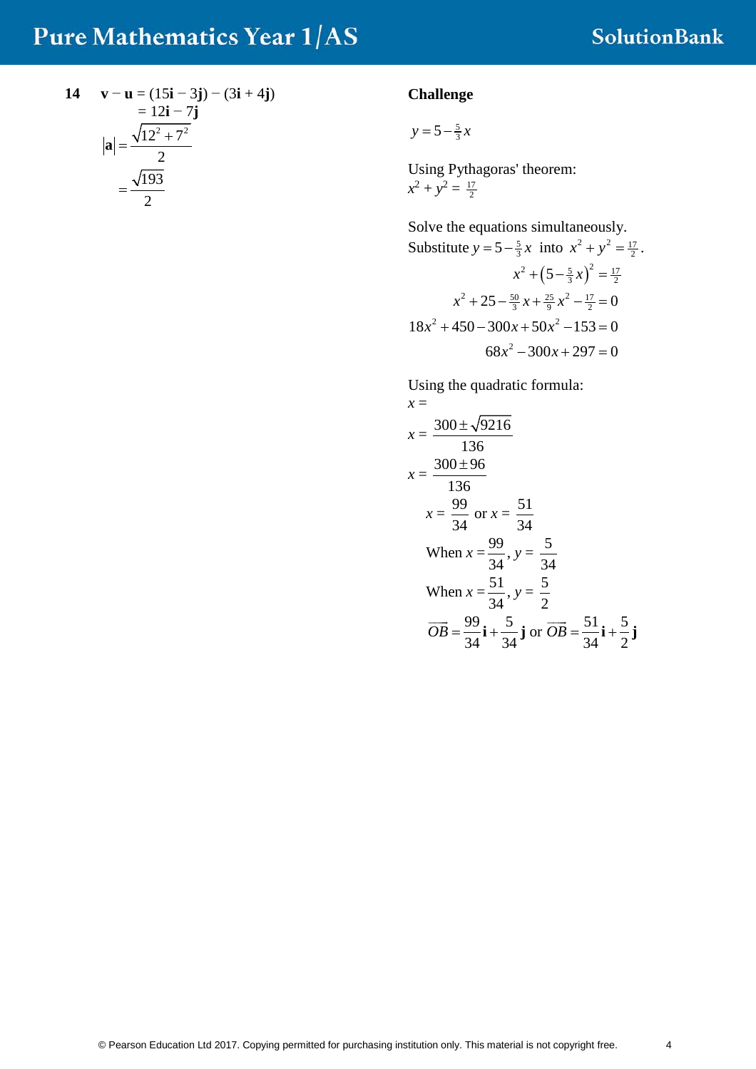**14** $\mathbf{v} - \mathbf{u} = (15\mathbf{i} - 3\mathbf{j}) - (3\mathbf{i} + 4\mathbf{j})$

$= 12\mathbf{i} - 7\mathbf{j}$

$$|\mathbf{a}| = \frac{\sqrt{12^2 + 7^2}}{2}$$

$$= \frac{\sqrt{193}}{2}$$

**Challenge**

$y = 5 - \frac{5}{3}x$

Using Pythagoras' theorem:
$x^2 + y^2 = \frac{17}{2}$

Solve the equations simultaneously.
Substitute $y = 5 - \frac{5}{3}x$ into $x^2 + y^2 = \frac{17}{2}$.

$$x^2 + \left(5 - \tfrac{5}{3}x\right)^2 = \tfrac{17}{2}$$

$$x^2 + 25 - \tfrac{50}{3}x + \tfrac{25}{9}x^2 - \tfrac{17}{2} = 0$$

$$18x^2 + 450 - 300x + 50x^2 - 153 = 0$$

$$68x^2 - 300x + 297 = 0$$

Using the quadratic formula:
$x =$

$$x = \frac{300 \pm \sqrt{9216}}{136}$$

$$x = \frac{300 \pm 96}{136}$$

$$x = \frac{99}{34} \text{ or } x = \frac{51}{34}$$

When $x = \frac{99}{34}$, $y = \frac{5}{34}$

When $x = \frac{51}{34}$, $y = \frac{5}{2}$

$$\overrightarrow{OB} = \frac{99}{34}\mathbf{i} + \frac{5}{34}\mathbf{j} \text{ or } \overrightarrow{OB} = \frac{51}{34}\mathbf{i} + \frac{5}{2}\mathbf{j}$$